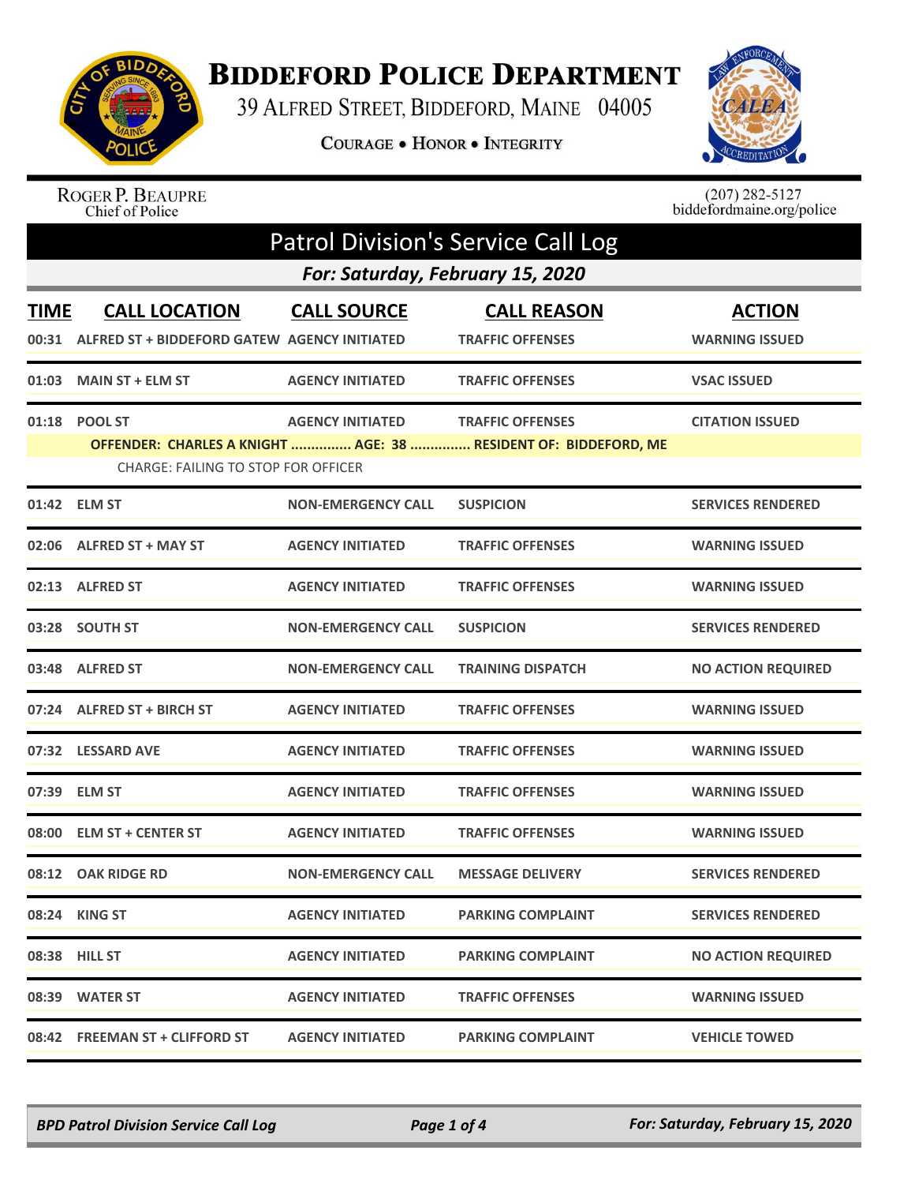# Biddeford Police Department

39 Alfred Street, Biddeford, Maine 04005

Courage • Honor • Integrity

Roger P. Beaupre
Chief of Police

(207) 282-5127
biddefordmaine.org/police

## Patrol Division's Service Call Log

### For: Saturday, February 15, 2020

| TIME | CALL LOCATION | CALL SOURCE | CALL REASON | ACTION |
|---|---|---|---|---|
| 00:31 | ALFRED ST + BIDDEFORD GATEW | AGENCY INITIATED | TRAFFIC OFFENSES | WARNING ISSUED |
| 01:03 | MAIN ST + ELM ST | AGENCY INITIATED | TRAFFIC OFFENSES | VSAC ISSUED |
| 01:18 | POOL ST | AGENCY INITIATED | TRAFFIC OFFENSES | CITATION ISSUED |
| | OFFENDER: CHARLES A KNIGHT ............... AGE: 38 ............... RESIDENT OF: BIDDEFORD, ME<br>CHARGE: FAILING TO STOP FOR OFFICER | | | |
| 01:42 | ELM ST | NON-EMERGENCY CALL | SUSPICION | SERVICES RENDERED |
| 02:06 | ALFRED ST + MAY ST | AGENCY INITIATED | TRAFFIC OFFENSES | WARNING ISSUED |
| 02:13 | ALFRED ST | AGENCY INITIATED | TRAFFIC OFFENSES | WARNING ISSUED |
| 03:28 | SOUTH ST | NON-EMERGENCY CALL | SUSPICION | SERVICES RENDERED |
| 03:48 | ALFRED ST | NON-EMERGENCY CALL | TRAINING DISPATCH | NO ACTION REQUIRED |
| 07:24 | ALFRED ST + BIRCH ST | AGENCY INITIATED | TRAFFIC OFFENSES | WARNING ISSUED |
| 07:32 | LESSARD AVE | AGENCY INITIATED | TRAFFIC OFFENSES | WARNING ISSUED |
| 07:39 | ELM ST | AGENCY INITIATED | TRAFFIC OFFENSES | WARNING ISSUED |
| 08:00 | ELM ST + CENTER ST | AGENCY INITIATED | TRAFFIC OFFENSES | WARNING ISSUED |
| 08:12 | OAK RIDGE RD | NON-EMERGENCY CALL | MESSAGE DELIVERY | SERVICES RENDERED |
| 08:24 | KING ST | AGENCY INITIATED | PARKING COMPLAINT | SERVICES RENDERED |
| 08:38 | HILL ST | AGENCY INITIATED | PARKING COMPLAINT | NO ACTION REQUIRED |
| 08:39 | WATER ST | AGENCY INITIATED | TRAFFIC OFFENSES | WARNING ISSUED |
| 08:42 | FREEMAN ST + CLIFFORD ST | AGENCY INITIATED | PARKING COMPLAINT | VEHICLE TOWED |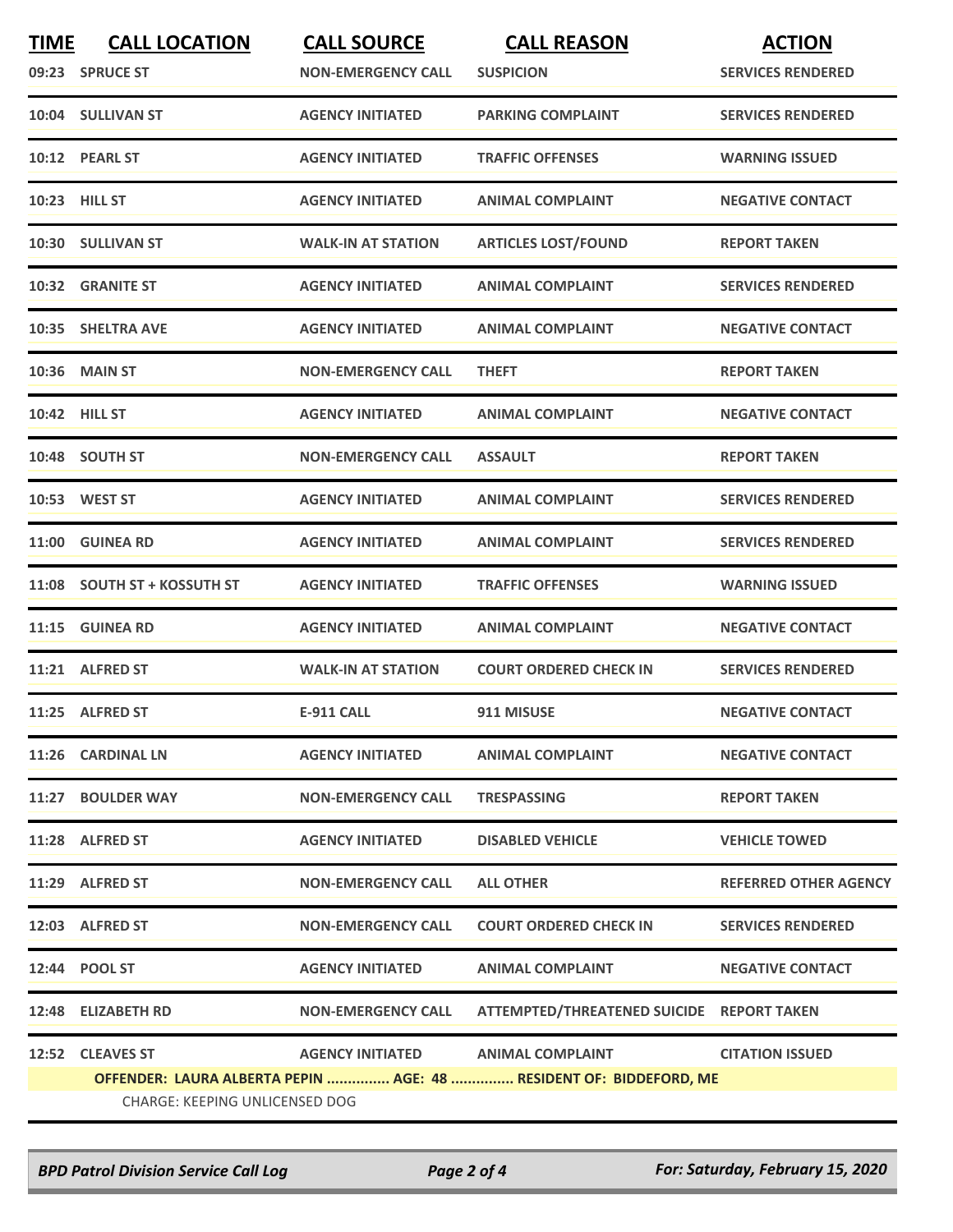| TIME | CALL LOCATION | CALL SOURCE | CALL REASON | ACTION |
|---|---|---|---|---|
| 09:23 | SPRUCE ST | NON-EMERGENCY CALL | SUSPICION | SERVICES RENDERED |
| 10:04 | SULLIVAN ST | AGENCY INITIATED | PARKING COMPLAINT | SERVICES RENDERED |
| 10:12 | PEARL ST | AGENCY INITIATED | TRAFFIC OFFENSES | WARNING ISSUED |
| 10:23 | HILL ST | AGENCY INITIATED | ANIMAL COMPLAINT | NEGATIVE CONTACT |
| 10:30 | SULLIVAN ST | WALK-IN AT STATION | ARTICLES LOST/FOUND | REPORT TAKEN |
| 10:32 | GRANITE ST | AGENCY INITIATED | ANIMAL COMPLAINT | SERVICES RENDERED |
| 10:35 | SHELTRA AVE | AGENCY INITIATED | ANIMAL COMPLAINT | NEGATIVE CONTACT |
| 10:36 | MAIN ST | NON-EMERGENCY CALL | THEFT | REPORT TAKEN |
| 10:42 | HILL ST | AGENCY INITIATED | ANIMAL COMPLAINT | NEGATIVE CONTACT |
| 10:48 | SOUTH ST | NON-EMERGENCY CALL | ASSAULT | REPORT TAKEN |
| 10:53 | WEST ST | AGENCY INITIATED | ANIMAL COMPLAINT | SERVICES RENDERED |
| 11:00 | GUINEA RD | AGENCY INITIATED | ANIMAL COMPLAINT | SERVICES RENDERED |
| 11:08 | SOUTH ST + KOSSUTH ST | AGENCY INITIATED | TRAFFIC OFFENSES | WARNING ISSUED |
| 11:15 | GUINEA RD | AGENCY INITIATED | ANIMAL COMPLAINT | NEGATIVE CONTACT |
| 11:21 | ALFRED ST | WALK-IN AT STATION | COURT ORDERED CHECK IN | SERVICES RENDERED |
| 11:25 | ALFRED ST | E-911 CALL | 911 MISUSE | NEGATIVE CONTACT |
| 11:26 | CARDINAL LN | AGENCY INITIATED | ANIMAL COMPLAINT | NEGATIVE CONTACT |
| 11:27 | BOULDER WAY | NON-EMERGENCY CALL | TRESPASSING | REPORT TAKEN |
| 11:28 | ALFRED ST | AGENCY INITIATED | DISABLED VEHICLE | VEHICLE TOWED |
| 11:29 | ALFRED ST | NON-EMERGENCY CALL | ALL OTHER | REFERRED OTHER AGENCY |
| 12:03 | ALFRED ST | NON-EMERGENCY CALL | COURT ORDERED CHECK IN | SERVICES RENDERED |
| 12:44 | POOL ST | AGENCY INITIATED | ANIMAL COMPLAINT | NEGATIVE CONTACT |
| 12:48 | ELIZABETH RD | NON-EMERGENCY CALL | ATTEMPTED/THREATENED SUICIDE | REPORT TAKEN |
| 12:52 | CLEAVES ST | AGENCY INITIATED | ANIMAL COMPLAINT | CITATION ISSUED |

**OFFENDER: LAURA ALBERTA PEPIN ............... AGE: 48 ............... RESIDENT OF: BIDDEFORD, ME**

CHARGE: KEEPING UNLICENSED DOG

*BPD Patrol Division Service Call Log* — *For: Saturday, February 15, 2020*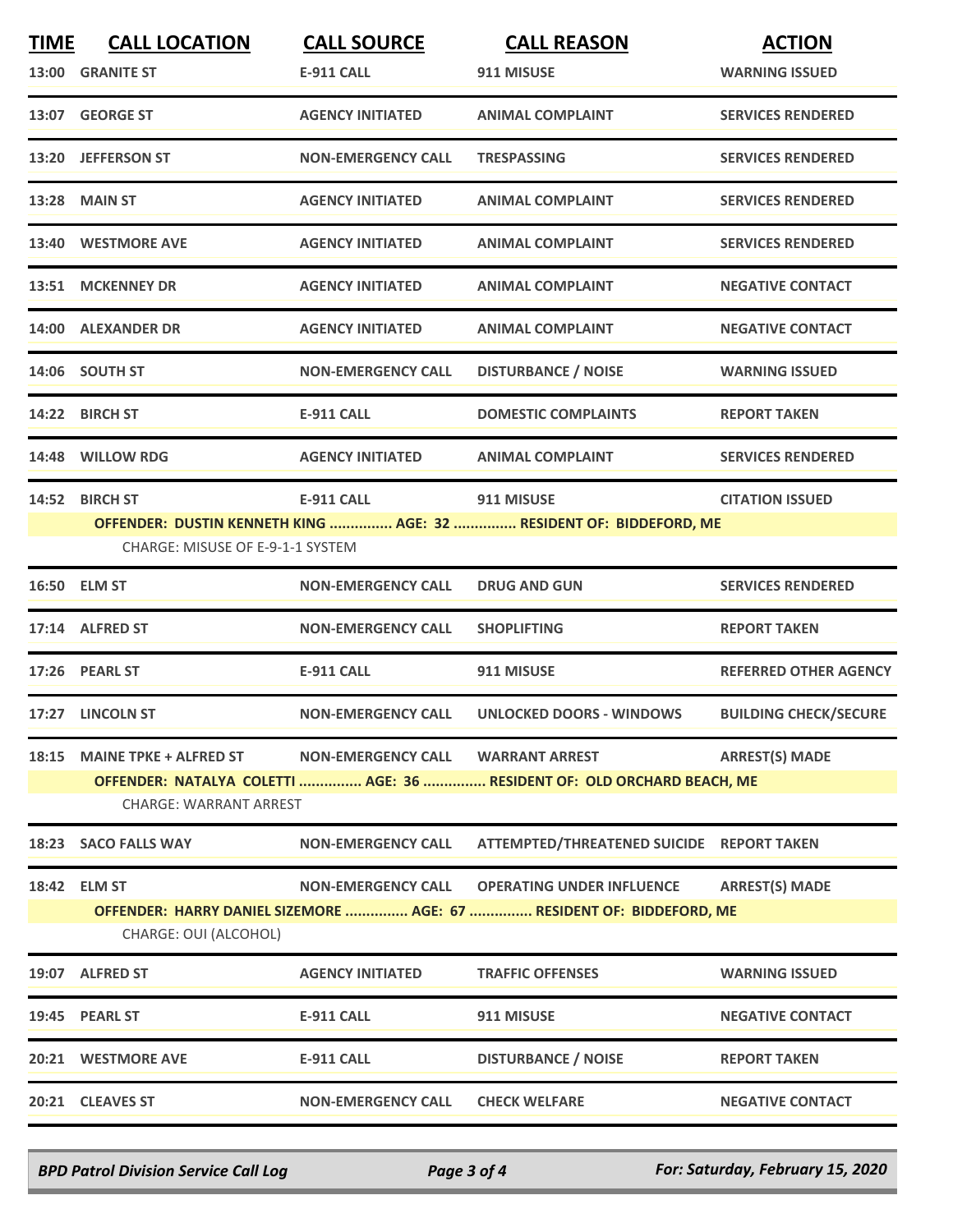| TIME | CALL LOCATION | CALL SOURCE | CALL REASON | ACTION |
|---|---|---|---|---|
| 13:00 | GRANITE ST | E-911 CALL | 911 MISUSE | WARNING ISSUED |
| 13:07 | GEORGE ST | AGENCY INITIATED | ANIMAL COMPLAINT | SERVICES RENDERED |
| 13:20 | JEFFERSON ST | NON-EMERGENCY CALL | TRESPASSING | SERVICES RENDERED |
| 13:28 | MAIN ST | AGENCY INITIATED | ANIMAL COMPLAINT | SERVICES RENDERED |
| 13:40 | WESTMORE AVE | AGENCY INITIATED | ANIMAL COMPLAINT | SERVICES RENDERED |
| 13:51 | MCKENNEY DR | AGENCY INITIATED | ANIMAL COMPLAINT | NEGATIVE CONTACT |
| 14:00 | ALEXANDER DR | AGENCY INITIATED | ANIMAL COMPLAINT | NEGATIVE CONTACT |
| 14:06 | SOUTH ST | NON-EMERGENCY CALL | DISTURBANCE / NOISE | WARNING ISSUED |
| 14:22 | BIRCH ST | E-911 CALL | DOMESTIC COMPLAINTS | REPORT TAKEN |
| 14:48 | WILLOW RDG | AGENCY INITIATED | ANIMAL COMPLAINT | SERVICES RENDERED |
| 14:52 | BIRCH ST | E-911 CALL | 911 MISUSE | CITATION ISSUED |
| | **OFFENDER: DUSTIN KENNETH KING ............... AGE: 32 ............... RESIDENT OF: BIDDEFORD, ME** | | | |
| | CHARGE: MISUSE OF E-9-1-1 SYSTEM | | | |
| 16:50 | ELM ST | NON-EMERGENCY CALL | DRUG AND GUN | SERVICES RENDERED |
| 17:14 | ALFRED ST | NON-EMERGENCY CALL | SHOPLIFTING | REPORT TAKEN |
| 17:26 | PEARL ST | E-911 CALL | 911 MISUSE | REFERRED OTHER AGENCY |
| 17:27 | LINCOLN ST | NON-EMERGENCY CALL | UNLOCKED DOORS - WINDOWS | BUILDING CHECK/SECURE |
| 18:15 | MAINE TPKE + ALFRED ST | NON-EMERGENCY CALL | WARRANT ARREST | ARREST(S) MADE |
| | **OFFENDER: NATALYA COLETTI ............... AGE: 36 ............... RESIDENT OF: OLD ORCHARD BEACH, ME** | | | |
| | CHARGE: WARRANT ARREST | | | |
| 18:23 | SACO FALLS WAY | NON-EMERGENCY CALL | ATTEMPTED/THREATENED SUICIDE | REPORT TAKEN |
| 18:42 | ELM ST | NON-EMERGENCY CALL | OPERATING UNDER INFLUENCE | ARREST(S) MADE |
| | **OFFENDER: HARRY DANIEL SIZEMORE ............... AGE: 67 ............... RESIDENT OF: BIDDEFORD, ME** | | | |
| | CHARGE: OUI (ALCOHOL) | | | |
| 19:07 | ALFRED ST | AGENCY INITIATED | TRAFFIC OFFENSES | WARNING ISSUED |
| 19:45 | PEARL ST | E-911 CALL | 911 MISUSE | NEGATIVE CONTACT |
| 20:21 | WESTMORE AVE | E-911 CALL | DISTURBANCE / NOISE | REPORT TAKEN |
| 20:21 | CLEAVES ST | NON-EMERGENCY CALL | CHECK WELFARE | NEGATIVE CONTACT |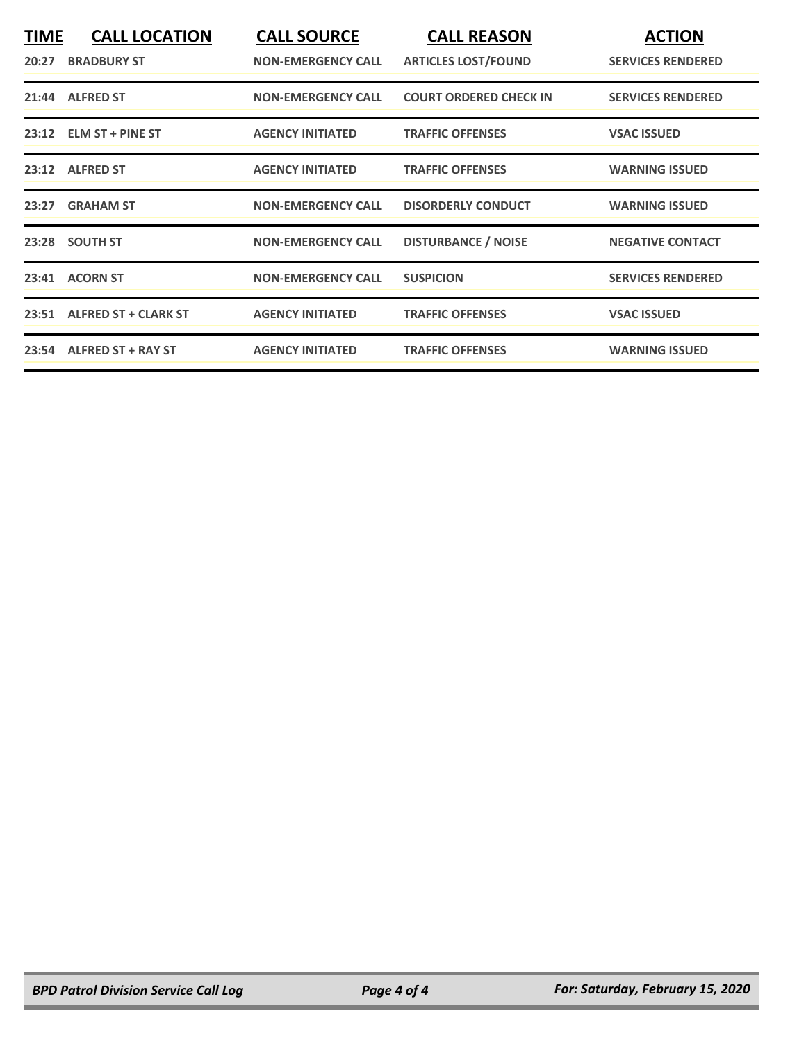| TIME | CALL LOCATION | CALL SOURCE | CALL REASON | ACTION |
|---|---|---|---|---|
| 20:27 | BRADBURY ST | NON-EMERGENCY CALL | ARTICLES LOST/FOUND | SERVICES RENDERED |
| 21:44 | ALFRED ST | NON-EMERGENCY CALL | COURT ORDERED CHECK IN | SERVICES RENDERED |
| 23:12 | ELM ST + PINE ST | AGENCY INITIATED | TRAFFIC OFFENSES | VSAC ISSUED |
| 23:12 | ALFRED ST | AGENCY INITIATED | TRAFFIC OFFENSES | WARNING ISSUED |
| 23:27 | GRAHAM ST | NON-EMERGENCY CALL | DISORDERLY CONDUCT | WARNING ISSUED |
| 23:28 | SOUTH ST | NON-EMERGENCY CALL | DISTURBANCE / NOISE | NEGATIVE CONTACT |
| 23:41 | ACORN ST | NON-EMERGENCY CALL | SUSPICION | SERVICES RENDERED |
| 23:51 | ALFRED ST + CLARK ST | AGENCY INITIATED | TRAFFIC OFFENSES | VSAC ISSUED |
| 23:54 | ALFRED ST + RAY ST | AGENCY INITIATED | TRAFFIC OFFENSES | WARNING ISSUED |